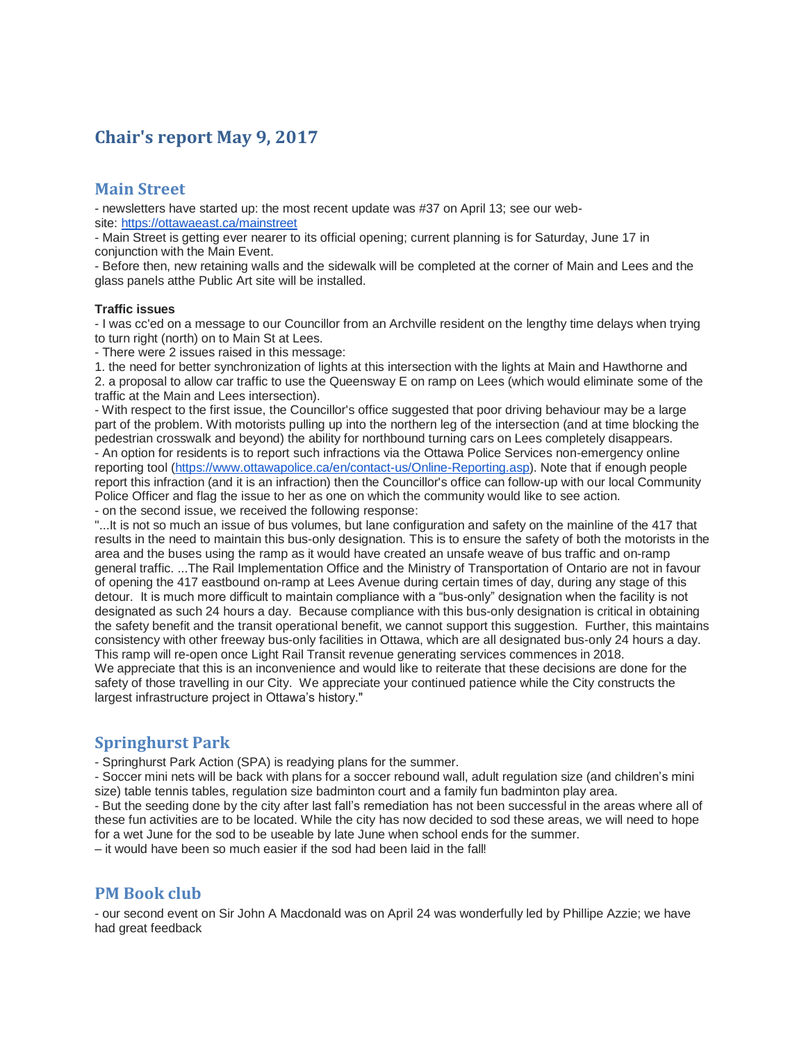# Chair's report May 9, 2017

## Main Street

- newsletters have started up: the most recent update was #37 on April 13; see our web-site: https://ottawaeast.ca/mainstreet
- Main Street is getting ever nearer to its official opening; current planning is for Saturday, June 17 in conjunction with the Main Event.
- Before then, new retaining walls and the sidewalk will be completed at the corner of Main and Lees and the glass panels atthe Public Art site will be installed.

**Traffic issues**

- I was cc'ed on a message to our Councillor from an Archville resident on the lengthy time delays when trying to turn right (north) on to Main St at Lees.
- There were 2 issues raised in this message:

1. the need for better synchronization of lights at this intersection with the lights at Main and Hawthorne and
2. a proposal to allow car traffic to use the Queensway E on ramp on Lees (which would eliminate some of the traffic at the Main and Lees intersection).

- With respect to the first issue, the Councillor's office suggested that poor driving behaviour may be a large part of the problem. With motorists pulling up into the northern leg of the intersection (and at time blocking the pedestrian crosswalk and beyond) the ability for northbound turning cars on Lees completely disappears.
- An option for residents is to report such infractions via the Ottawa Police Services non-emergency online reporting tool (https://www.ottawapolice.ca/en/contact-us/Online-Reporting.asp). Note that if enough people report this infraction (and it is an infraction) then the Councillor's office can follow-up with our local Community Police Officer and flag the issue to her as one on which the community would like to see action.
- on the second issue, we received the following response:

"...It is not so much an issue of bus volumes, but lane configuration and safety on the mainline of the 417 that results in the need to maintain this bus-only designation. This is to ensure the safety of both the motorists in the area and the buses using the ramp as it would have created an unsafe weave of bus traffic and on-ramp general traffic. ...The Rail Implementation Office and the Ministry of Transportation of Ontario are not in favour of opening the 417 eastbound on-ramp at Lees Avenue during certain times of day, during any stage of this detour. It is much more difficult to maintain compliance with a "bus-only" designation when the facility is not designated as such 24 hours a day. Because compliance with this bus-only designation is critical in obtaining the safety benefit and the transit operational benefit, we cannot support this suggestion. Further, this maintains consistency with other freeway bus-only facilities in Ottawa, which are all designated bus-only 24 hours a day. This ramp will re-open once Light Rail Transit revenue generating services commences in 2018.
We appreciate that this is an inconvenience and would like to reiterate that these decisions are done for the safety of those travelling in our City. We appreciate your continued patience while the City constructs the largest infrastructure project in Ottawa's history."

## Springhurst Park

- Springhurst Park Action (SPA) is readying plans for the summer.
- Soccer mini nets will be back with plans for a soccer rebound wall, adult regulation size (and children's mini size) table tennis tables, regulation size badminton court and a family fun badminton play area.
- But the seeding done by the city after last fall's remediation has not been successful in the areas where all of these fun activities are to be located. While the city has now decided to sod these areas, we will need to hope for a wet June for the sod to be useable by late June when school ends for the summer.

– it would have been so much easier if the sod had been laid in the fall!

## PM Book club

- our second event on Sir John A Macdonald was on April 24 was wonderfully led by Phillipe Azzie; we have had great feedback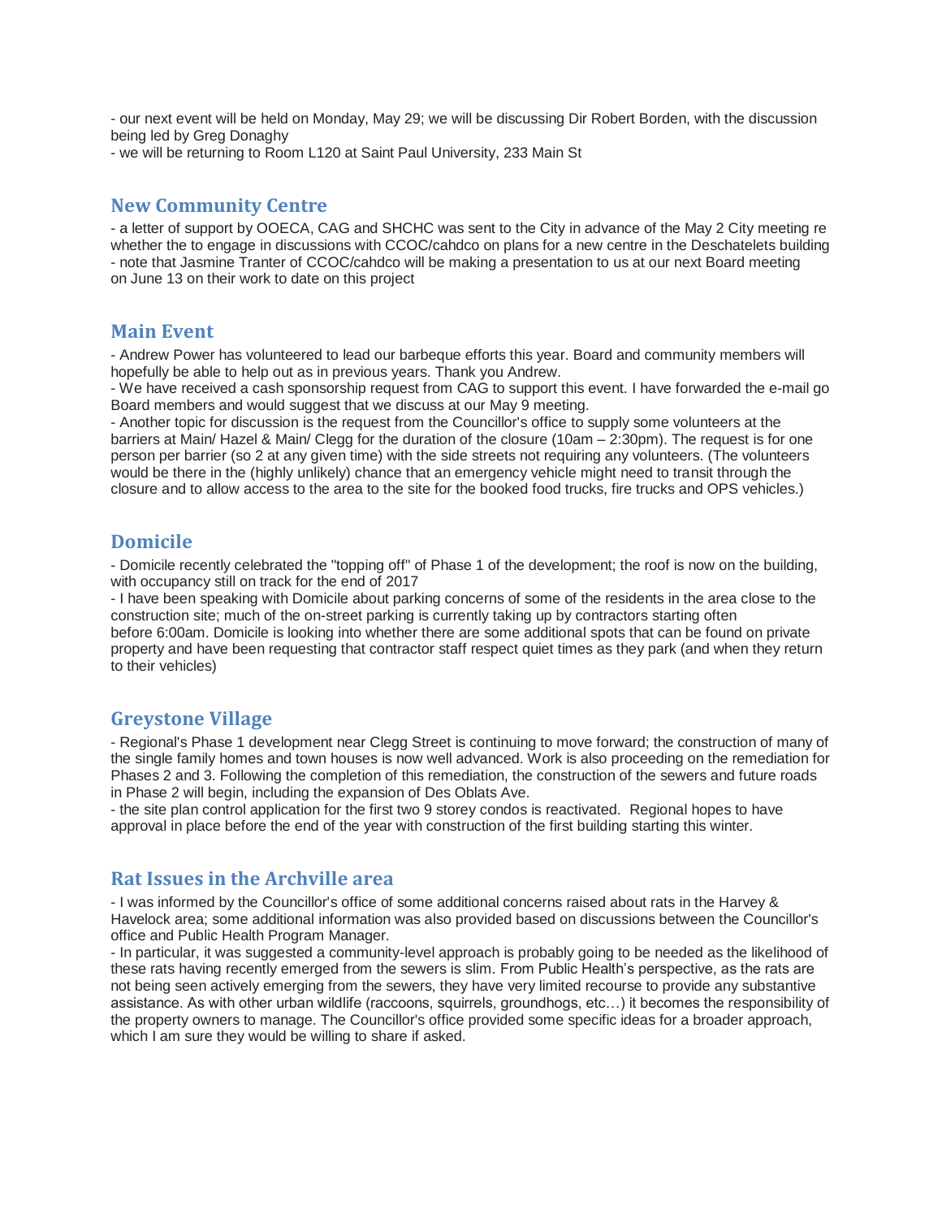- our next event will be held on Monday, May 29; we will be discussing Dir Robert Borden, with the discussion being led by Greg Donaghy
- we will be returning to Room L120 at Saint Paul University, 233 Main St

## New Community Centre

- a letter of support by OOECA, CAG and SHCHC was sent to the City in advance of the May 2 City meeting re whether the to engage in discussions with CCOC/cahdco on plans for a new centre in the Deschatelets building
- note that Jasmine Tranter of CCOC/cahdco will be making a presentation to us at our next Board meeting on June 13 on their work to date on this project

## Main Event

- Andrew Power has volunteered to lead our barbeque efforts this year. Board and community members will hopefully be able to help out as in previous years. Thank you Andrew.
- We have received a cash sponsorship request from CAG to support this event. I have forwarded the e-mail go Board members and would suggest that we discuss at our May 9 meeting.
- Another topic for discussion is the request from the Councillor's office to supply some volunteers at the barriers at Main/ Hazel & Main/ Clegg for the duration of the closure (10am – 2:30pm). The request is for one person per barrier (so 2 at any given time) with the side streets not requiring any volunteers. (The volunteers would be there in the (highly unlikely) chance that an emergency vehicle might need to transit through the closure and to allow access to the area to the site for the booked food trucks, fire trucks and OPS vehicles.)

## Domicile

- Domicile recently celebrated the "topping off" of Phase 1 of the development; the roof is now on the building, with occupancy still on track for the end of 2017
- I have been speaking with Domicile about parking concerns of some of the residents in the area close to the construction site; much of the on-street parking is currently taking up by contractors starting often before 6:00am. Domicile is looking into whether there are some additional spots that can be found on private property and have been requesting that contractor staff respect quiet times as they park (and when they return to their vehicles)

## Greystone Village

- Regional's Phase 1 development near Clegg Street is continuing to move forward; the construction of many of the single family homes and town houses is now well advanced. Work is also proceeding on the remediation for Phases 2 and 3. Following the completion of this remediation, the construction of the sewers and future roads in Phase 2 will begin, including the expansion of Des Oblats Ave.
- the site plan control application for the first two 9 storey condos is reactivated. Regional hopes to have approval in place before the end of the year with construction of the first building starting this winter.

## Rat Issues in the Archville area

- I was informed by the Councillor's office of some additional concerns raised about rats in the Harvey & Havelock area; some additional information was also provided based on discussions between the Councillor's office and Public Health Program Manager.
- In particular, it was suggested a community-level approach is probably going to be needed as the likelihood of these rats having recently emerged from the sewers is slim. From Public Health's perspective, as the rats are not being seen actively emerging from the sewers, they have very limited recourse to provide any substantive assistance. As with other urban wildlife (raccoons, squirrels, groundhogs, etc…) it becomes the responsibility of the property owners to manage. The Councillor's office provided some specific ideas for a broader approach, which I am sure they would be willing to share if asked.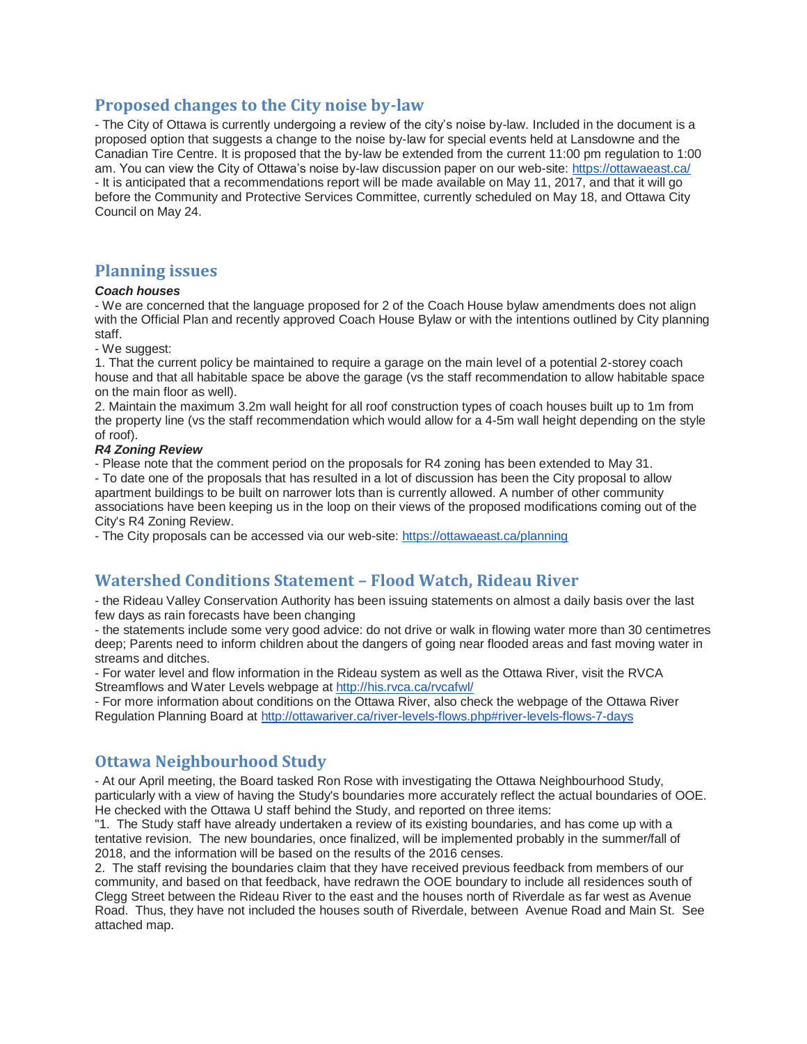## Proposed changes to the City noise by-law

- The City of Ottawa is currently undergoing a review of the city's noise by-law. Included in the document is a proposed option that suggests a change to the noise by-law for special events held at Lansdowne and the Canadian Tire Centre. It is proposed that the by-law be extended from the current 11:00 pm regulation to 1:00 am. You can view the City of Ottawa's noise by-law discussion paper on our web-site: https://ottawaeast.ca/
- It is anticipated that a recommendations report will be made available on May 11, 2017, and that it will go before the Community and Protective Services Committee, currently scheduled on May 18, and Ottawa City Council on May 24.

## Planning issues

***Coach houses***

- We are concerned that the language proposed for 2 of the Coach House bylaw amendments does not align with the Official Plan and recently approved Coach House Bylaw or with the intentions outlined by City planning staff.
- We suggest:

1. That the current policy be maintained to require a garage on the main level of a potential 2-storey coach house and that all habitable space be above the garage (vs the staff recommendation to allow habitable space on the main floor as well).
2. Maintain the maximum 3.2m wall height for all roof construction types of coach houses built up to 1m from the property line (vs the staff recommendation which would allow for a 4-5m wall height depending on the style of roof).

***R4 Zoning Review***

- Please note that the comment period on the proposals for R4 zoning has been extended to May 31.
- To date one of the proposals that has resulted in a lot of discussion has been the City proposal to allow apartment buildings to be built on narrower lots than is currently allowed. A number of other community associations have been keeping us in the loop on their views of the proposed modifications coming out of the City's R4 Zoning Review.
- The City proposals can be accessed via our web-site: https://ottawaeast.ca/planning

## Watershed Conditions Statement – Flood Watch, Rideau River

- the Rideau Valley Conservation Authority has been issuing statements on almost a daily basis over the last few days as rain forecasts have been changing
- the statements include some very good advice: do not drive or walk in flowing water more than 30 centimetres deep; Parents need to inform children about the dangers of going near flooded areas and fast moving water in streams and ditches.
- For water level and flow information in the Rideau system as well as the Ottawa River, visit the RVCA Streamflows and Water Levels webpage at http://his.rvca.ca/rvcafwl/
- For more information about conditions on the Ottawa River, also check the webpage of the Ottawa River Regulation Planning Board at http://ottawariver.ca/river-levels-flows.php#river-levels-flows-7-days

## Ottawa Neighbourhood Study

- At our April meeting, the Board tasked Ron Rose with investigating the Ottawa Neighbourhood Study, particularly with a view of having the Study's boundaries more accurately reflect the actual boundaries of OOE. He checked with the Ottawa U staff behind the Study, and reported on three items:

"1. The Study staff have already undertaken a review of its existing boundaries, and has come up with a tentative revision. The new boundaries, once finalized, will be implemented probably in the summer/fall of 2018, and the information will be based on the results of the 2016 censes.

2. The staff revising the boundaries claim that they have received previous feedback from members of our community, and based on that feedback, have redrawn the OOE boundary to include all residences south of Clegg Street between the Rideau River to the east and the houses north of Riverdale as far west as Avenue Road. Thus, they have not included the houses south of Riverdale, between Avenue Road and Main St. See attached map.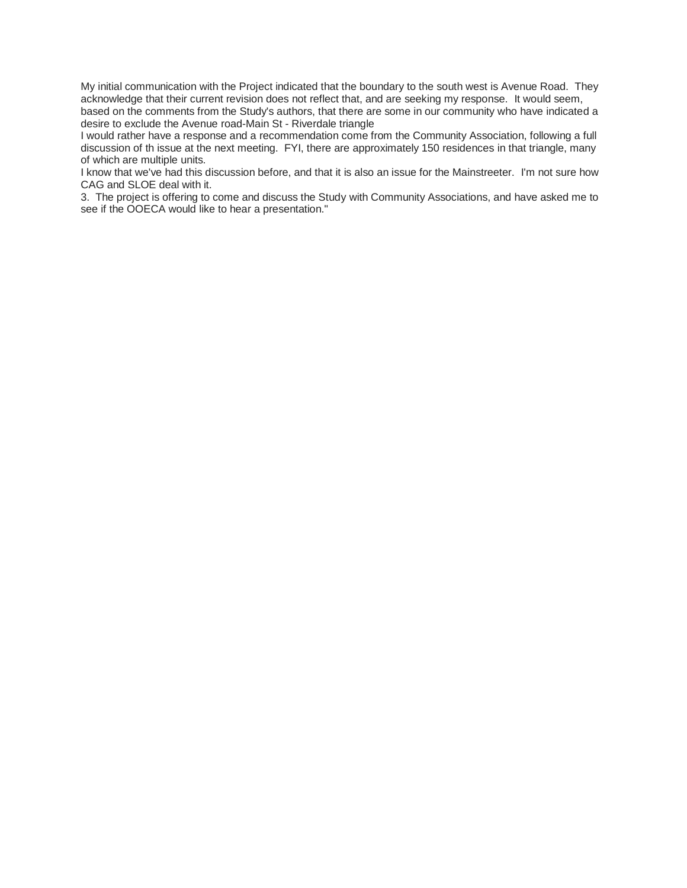My initial communication with the Project indicated that the boundary to the south west is Avenue Road. They acknowledge that their current revision does not reflect that, and are seeking my response. It would seem, based on the comments from the Study's authors, that there are some in our community who have indicated a desire to exclude the Avenue road-Main St - Riverdale triangle

I would rather have a response and a recommendation come from the Community Association, following a full discussion of th issue at the next meeting. FYI, there are approximately 150 residences in that triangle, many of which are multiple units.

I know that we've had this discussion before, and that it is also an issue for the Mainstreeter. I'm not sure how CAG and SLOE deal with it.

3. The project is offering to come and discuss the Study with Community Associations, and have asked me to see if the OOECA would like to hear a presentation."